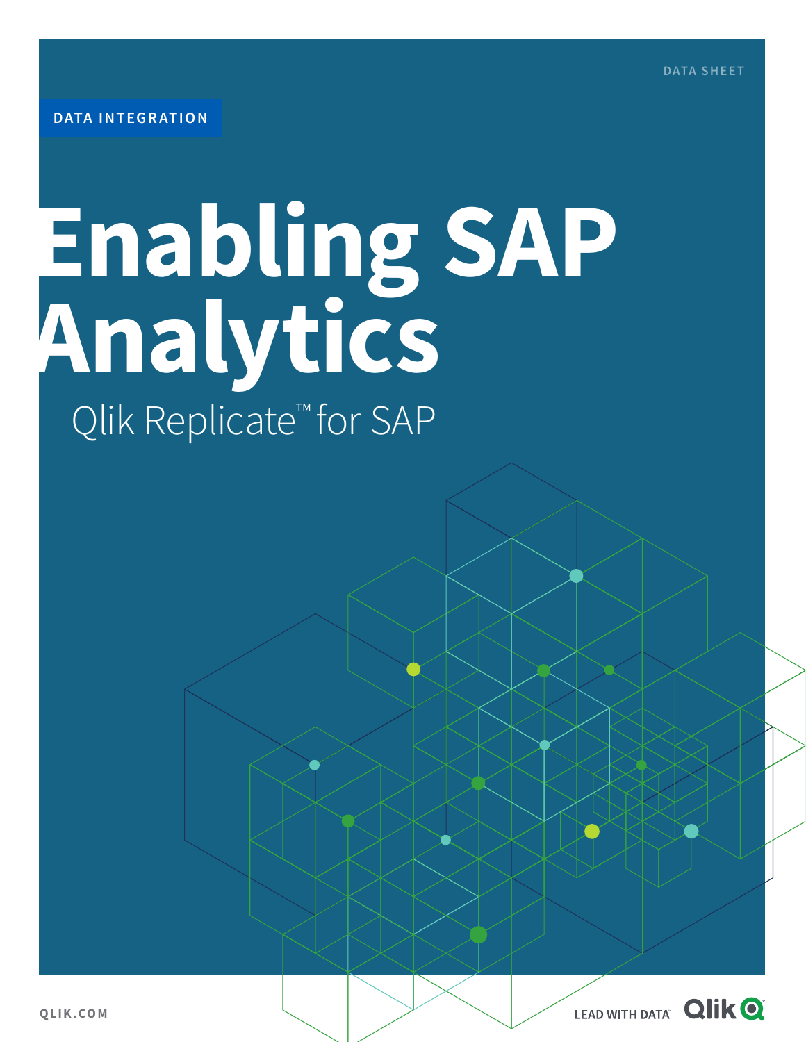DATA SHEET

DATA INTEGRATION

# Enabling SAP Analytics

## Qlik Replicate™ for SAP

QLIK.COM

LEAD WITH DATA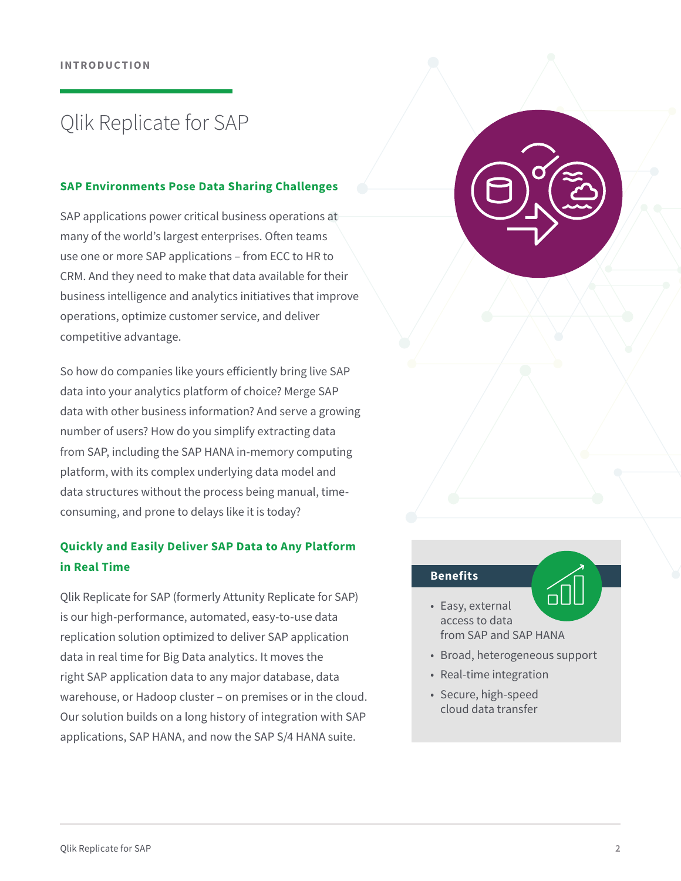INTRODUCTION

# Qlik Replicate for SAP

## SAP Environments Pose Data Sharing Challenges

SAP applications power critical business operations at many of the world's largest enterprises. Often teams use one or more SAP applications – from ECC to HR to CRM. And they need to make that data available for their business intelligence and analytics initiatives that improve operations, optimize customer service, and deliver competitive advantage.

So how do companies like yours efficiently bring live SAP data into your analytics platform of choice? Merge SAP data with other business information? And serve a growing number of users? How do you simplify extracting data from SAP, including the SAP HANA in-memory computing platform, with its complex underlying data model and data structures without the process being manual, time-consuming, and prone to delays like it is today?

## Quickly and Easily Deliver SAP Data to Any Platform in Real Time

Qlik Replicate for SAP (formerly Attunity Replicate for SAP) is our high-performance, automated, easy-to-use data replication solution optimized to deliver SAP application data in real time for Big Data analytics. It moves the right SAP application data to any major database, data warehouse, or Hadoop cluster – on premises or in the cloud. Our solution builds on a long history of integration with SAP applications, SAP HANA, and now the SAP S/4 HANA suite.

### Benefits

- Easy, external access to data from SAP and SAP HANA
- Broad, heterogeneous support
- Real-time integration
- Secure, high-speed cloud data transfer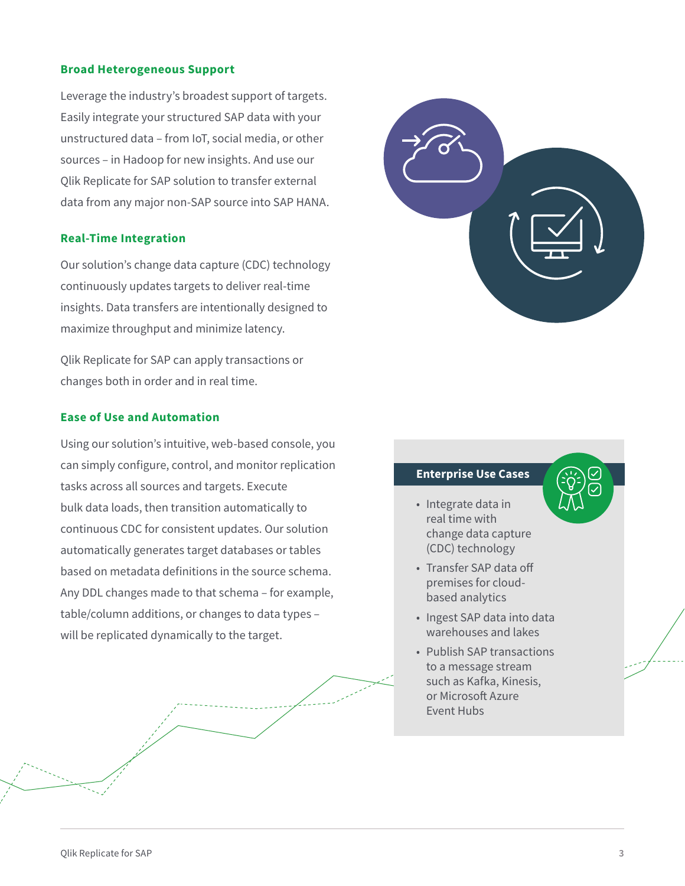### Broad Heterogeneous Support

Leverage the industry's broadest support of targets. Easily integrate your structured SAP data with your unstructured data – from IoT, social media, or other sources – in Hadoop for new insights. And use our Qlik Replicate for SAP solution to transfer external data from any major non-SAP source into SAP HANA.

### Real-Time Integration

Our solution's change data capture (CDC) technology continuously updates targets to deliver real-time insights. Data transfers are intentionally designed to maximize throughput and minimize latency.

Qlik Replicate for SAP can apply transactions or changes both in order and in real time.

### Ease of Use and Automation

Using our solution's intuitive, web-based console, you can simply configure, control, and monitor replication tasks across all sources and targets. Execute bulk data loads, then transition automatically to continuous CDC for consistent updates. Our solution automatically generates target databases or tables based on metadata definitions in the source schema. Any DDL changes made to that schema – for example, table/column additions, or changes to data types – will be replicated dynamically to the target.

### Enterprise Use Cases

- Integrate data in real time with change data capture (CDC) technology
- Transfer SAP data off premises for cloud-based analytics
- Ingest SAP data into data warehouses and lakes
- Publish SAP transactions to a message stream such as Kafka, Kinesis, or Microsoft Azure Event Hubs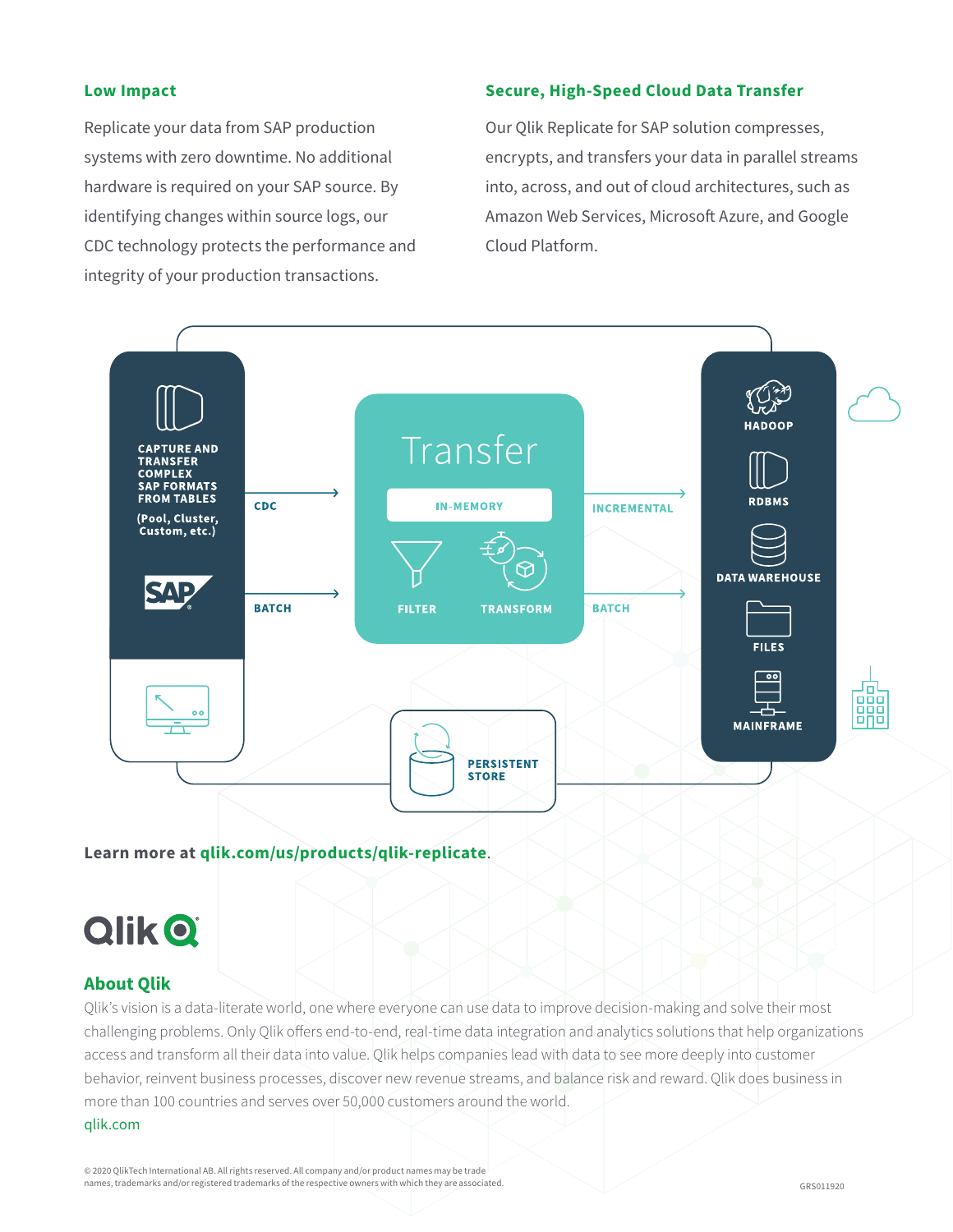## Low Impact

Replicate your data from SAP production systems with zero downtime. No additional hardware is required on your SAP source. By identifying changes within source logs, our CDC technology protects the performance and integrity of your production transactions.

## Secure, High-Speed Cloud Data Transfer

Our Qlik Replicate for SAP solution compresses, encrypts, and transfers your data in parallel streams into, across, and out of cloud architectures, such as Amazon Web Services, Microsoft Azure, and Google Cloud Platform.

CAPTURE AND TRANSFER COMPLEX SAP FORMATS FROM TABLES

(Pool, Cluster, Custom, etc.)

SAP

CDC

BATCH

Transfer

IN-MEMORY

FILTER

TRANSFORM

INCREMENTAL

BATCH

HADOOP

RDBMS

DATA WAREHOUSE

FILES

MAINFRAME

PERSISTENT STORE

**Learn more at qlik.com/us/products/qlik-replicate.**

Qlik

## About Qlik

Qlik's vision is a data-literate world, one where everyone can use data to improve decision-making and solve their most challenging problems. Only Qlik offers end-to-end, real-time data integration and analytics solutions that help organizations access and transform all their data into value. Qlik helps companies lead with data to see more deeply into customer behavior, reinvent business processes, discover new revenue streams, and balance risk and reward. Qlik does business in more than 100 countries and serves over 50,000 customers around the world.

qlik.com

© 2020 QlikTech International AB. All rights reserved. All company and/or product names may be trade names, trademarks and/or registered trademarks of the respective owners with which they are associated.

GRS011920